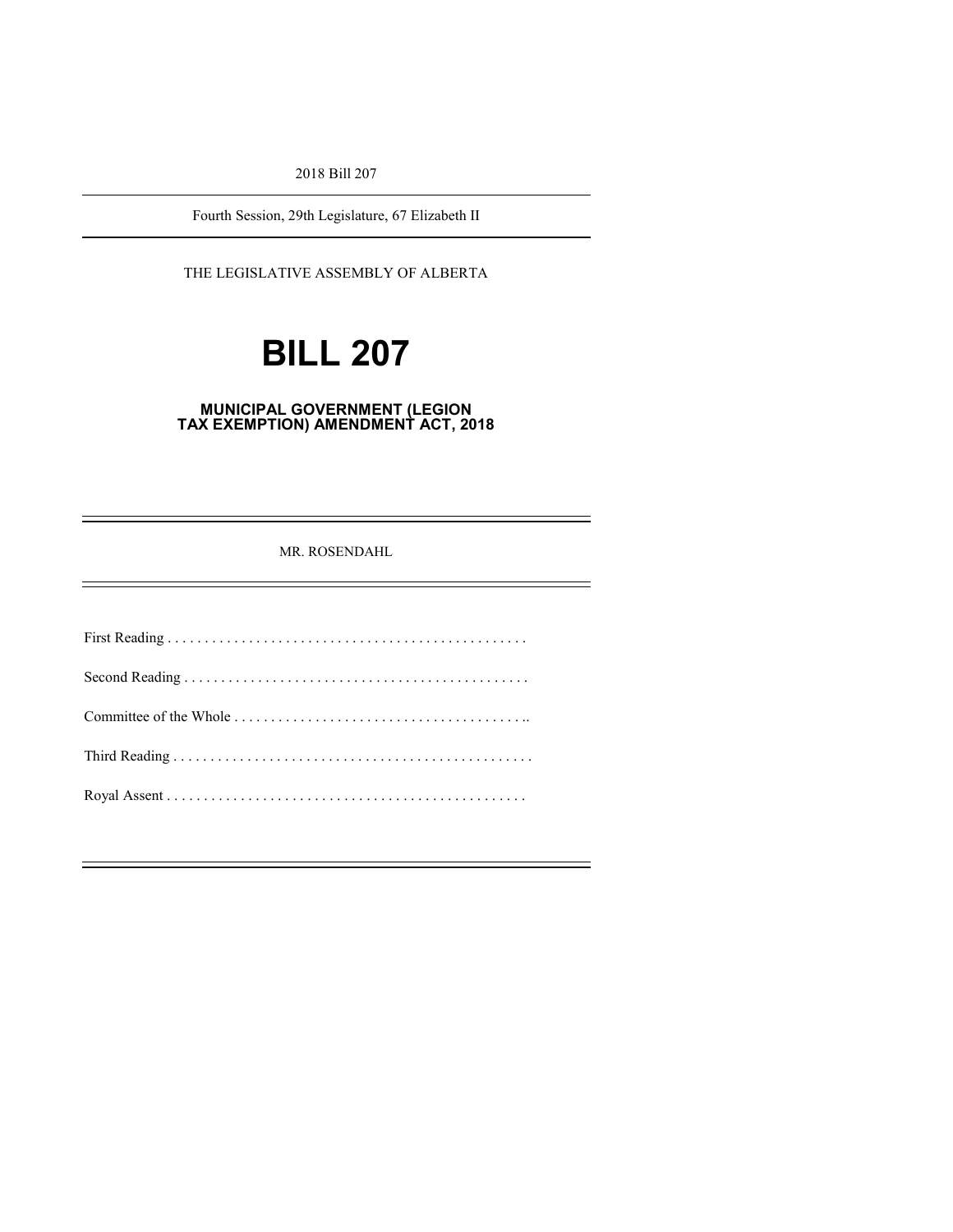2018 Bill 207

Fourth Session, 29th Legislature, 67 Elizabeth II

THE LEGISLATIVE ASSEMBLY OF ALBERTA

# BILL 207

## MUNICIPAL GOVERNMENT (LEGION TAX EXEMPTION) AMENDMENT ACT, 2018

MR. ROSENDAHL

First Reading . . . . . . . . . . . . . . . . . . . . . . . . . . . . . . . . . . . . . . . . . . . . . . . .

Second Reading . . . . . . . . . . . . . . . . . . . . . . . . . . . . . . . . . . . . . . . . . . . . . .

Committee of the Whole . . . . . . . . . . . . . . . . . . . . . . . . . . . . . . . . . . . . . . ..

Third Reading . . . . . . . . . . . . . . . . . . . . . . . . . . . . . . . . . . . . . . . . . . . . . . . .

Royal Assent . . . . . . . . . . . . . . . . . . . . . . . . . . . . . . . . . . . . . . . . . . . . . . . .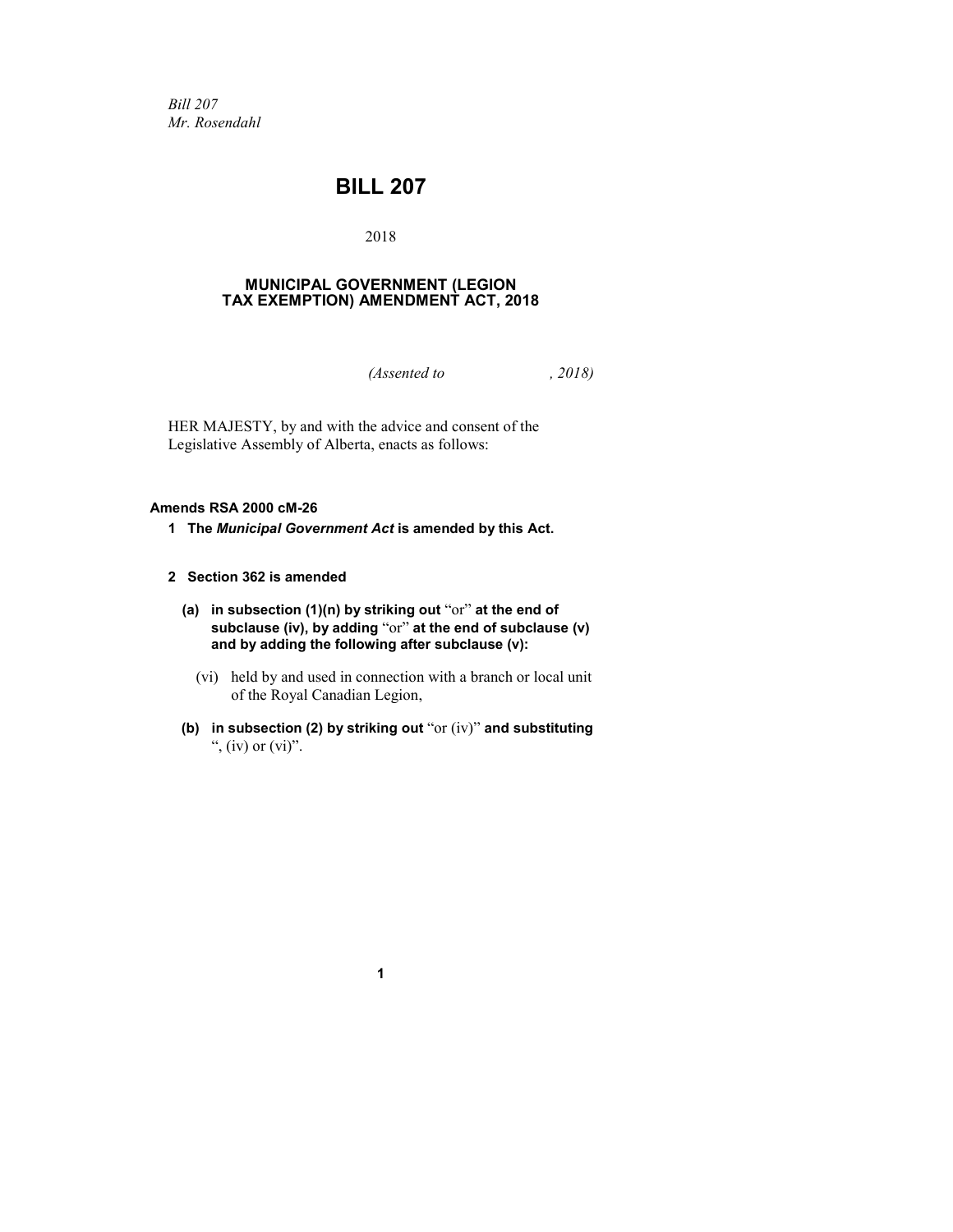*Bill 207*
*Mr. Rosendahl*

# BILL 207

2018

## MUNICIPAL GOVERNMENT (LEGION TAX EXEMPTION) AMENDMENT ACT, 2018

*(Assented to , 2018)*

HER MAJESTY, by and with the advice and consent of the Legislative Assembly of Alberta, enacts as follows:

**Amends RSA 2000 cM-26**

**1 The *Municipal Government Act* is amended by this Act.**

**2 Section 362 is amended**

**(a) in subsection (1)(n) by striking out** "or" **at the end of subclause (iv), by adding** "or" **at the end of subclause (v) and by adding the following after subclause (v):**

(vi) held by and used in connection with a branch or local unit of the Royal Canadian Legion,

**(b) in subsection (2) by striking out** "or (iv)" **and substituting** ", (iv) or (vi)".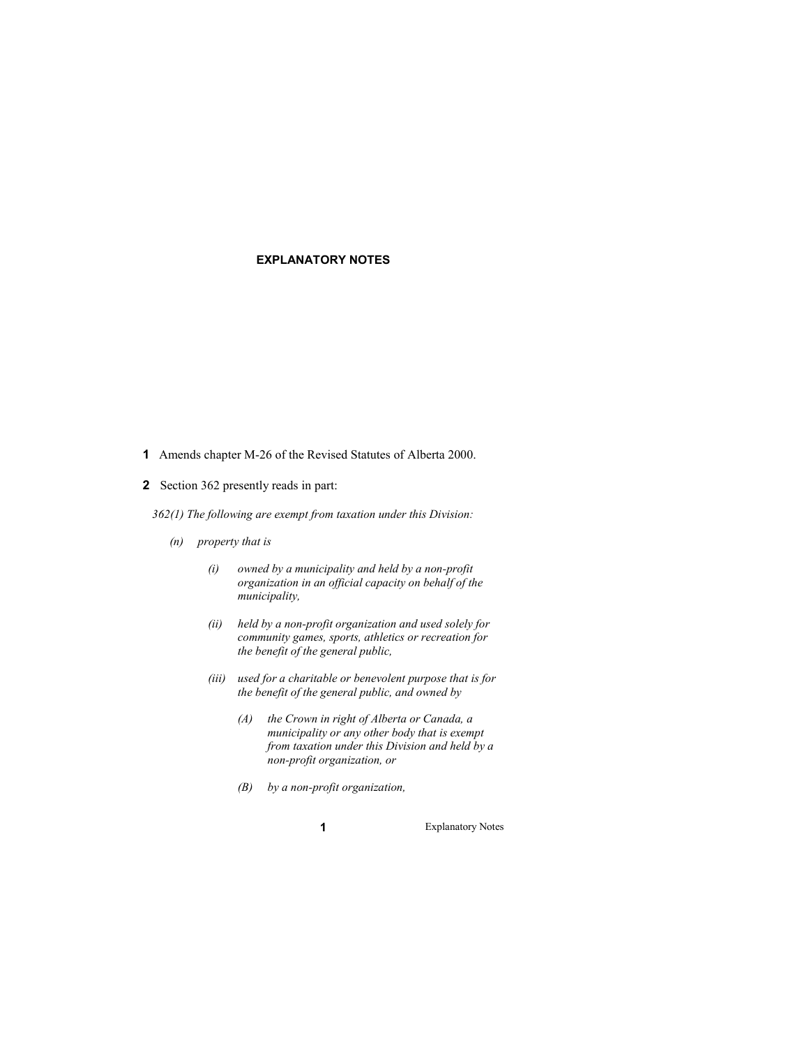## EXPLANATORY NOTES

**1** Amends chapter M-26 of the Revised Statutes of Alberta 2000.

**2** Section 362 presently reads in part:

*362(1) The following are exempt from taxation under this Division:*

*(n) property that is*

*(i) owned by a municipality and held by a non-profit organization in an official capacity on behalf of the municipality,*

*(ii) held by a non-profit organization and used solely for community games, sports, athletics or recreation for the benefit of the general public,*

*(iii) used for a charitable or benevolent purpose that is for the benefit of the general public, and owned by*

*(A) the Crown in right of Alberta or Canada, a municipality or any other body that is exempt from taxation under this Division and held by a non-profit organization, or*

*(B) by a non-profit organization,*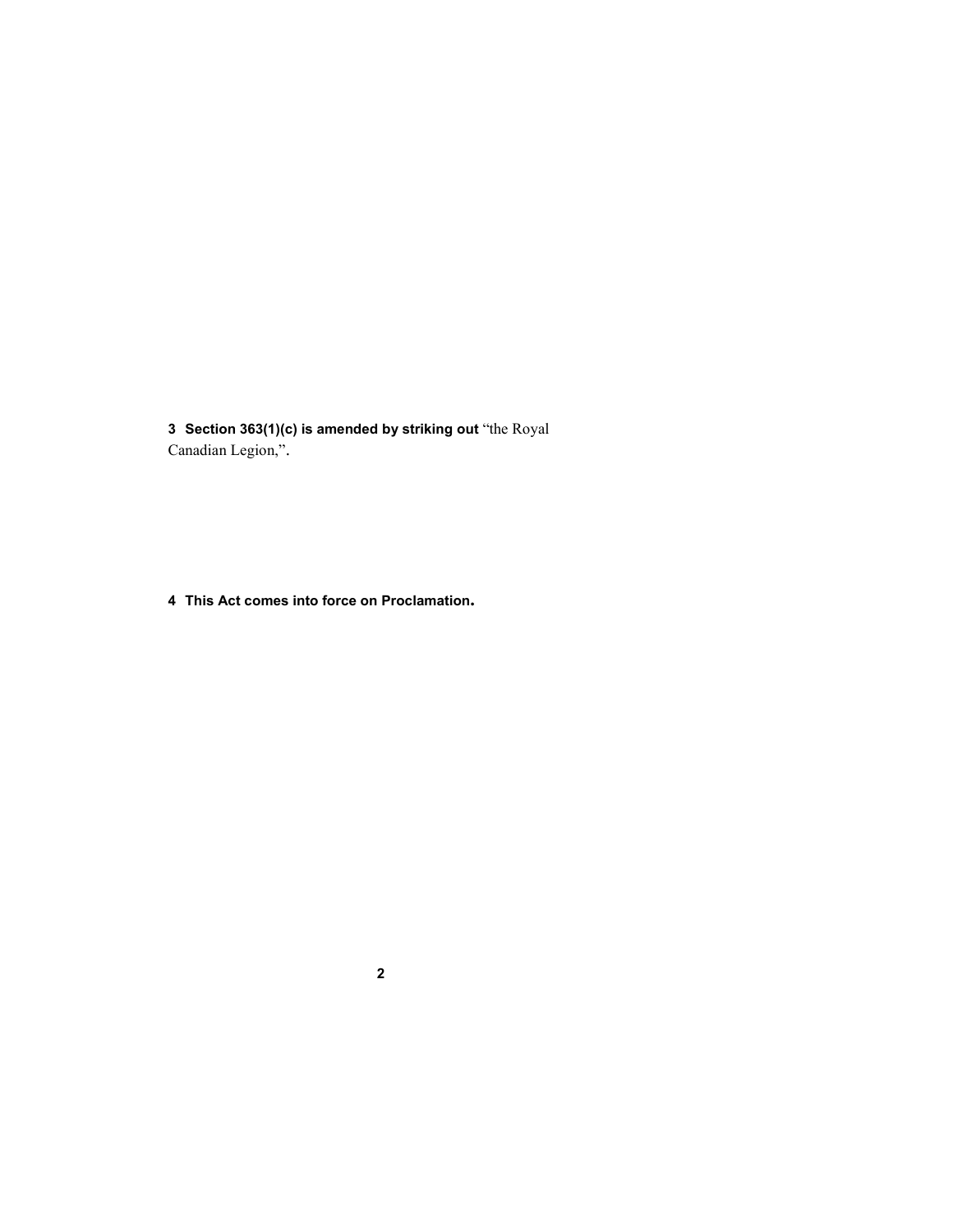**3 Section 363(1)(c) is amended by striking out** “the Royal Canadian Legion,”.

**4 This Act comes into force on Proclamation.**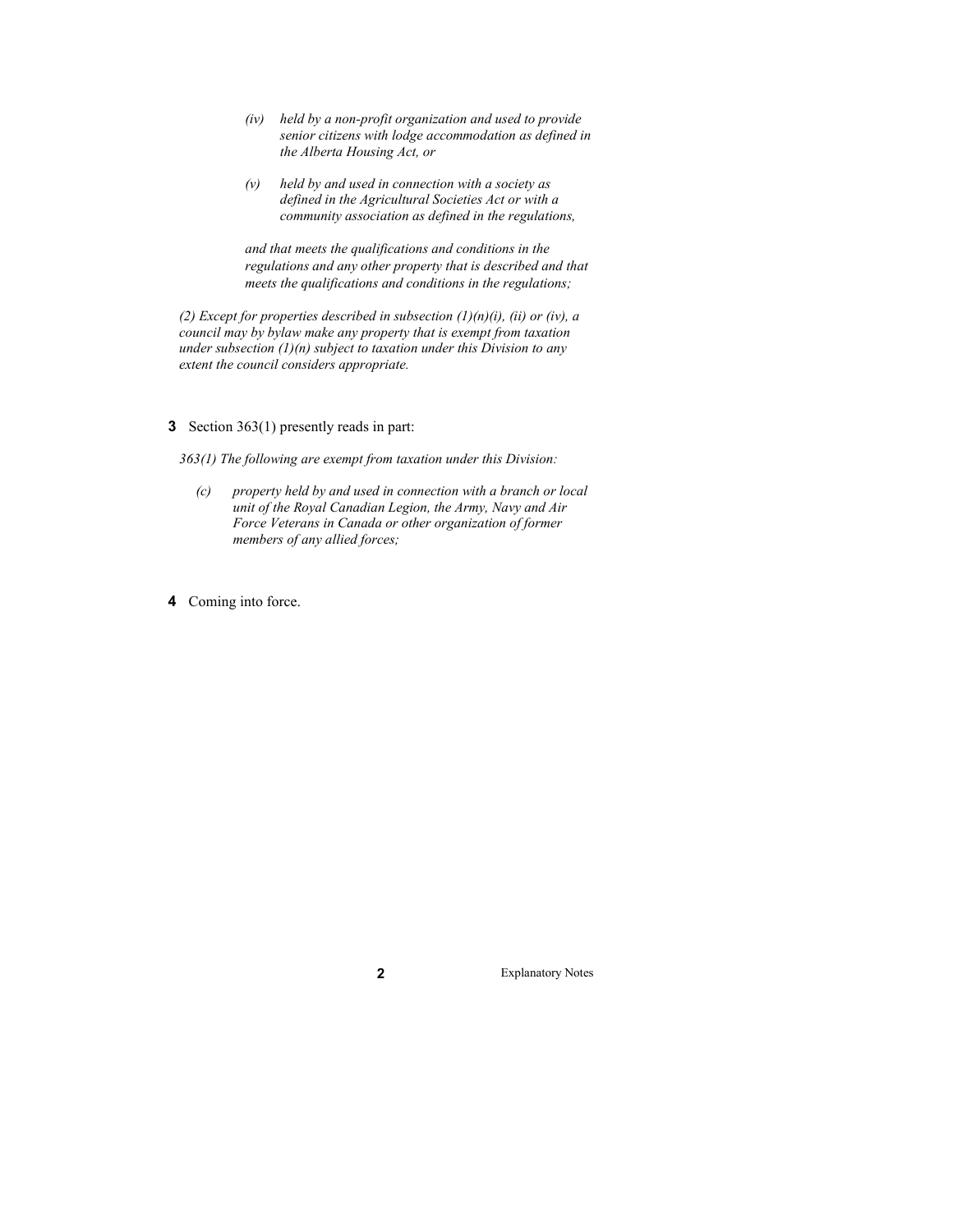*(iv) held by a non-profit organization and used to provide senior citizens with lodge accommodation as defined in the Alberta Housing Act, or*

*(v) held by and used in connection with a society as defined in the Agricultural Societies Act or with a community association as defined in the regulations,*

*and that meets the qualifications and conditions in the regulations and any other property that is described and that meets the qualifications and conditions in the regulations;*

*(2) Except for properties described in subsection (1)(n)(i), (ii) or (iv), a council may by bylaw make any property that is exempt from taxation under subsection (1)(n) subject to taxation under this Division to any extent the council considers appropriate.*

**3** Section 363(1) presently reads in part:

*363(1) The following are exempt from taxation under this Division:*

*(c) property held by and used in connection with a branch or local unit of the Royal Canadian Legion, the Army, Navy and Air Force Veterans in Canada or other organization of former members of any allied forces;*

**4** Coming into force.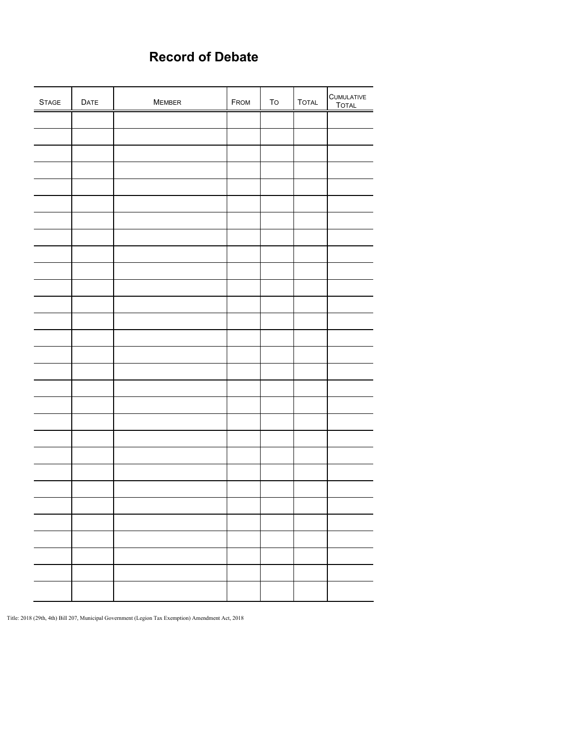# Record of Debate

| STAGE | DATE | MEMBER | FROM | TO | TOTAL | CUMULATIVE TOTAL |
|---|---|---|---|---|---|---|
| | | | | | | |
| | | | | | | |
| | | | | | | |
| | | | | | | |
| | | | | | | |
| | | | | | | |
| | | | | | | |
| | | | | | | |
| | | | | | | |
| | | | | | | |
| | | | | | | |
| | | | | | | |
| | | | | | | |
| | | | | | | |
| | | | | | | |
| | | | | | | |
| | | | | | | |
| | | | | | | |
| | | | | | | |
| | | | | | | |
| | | | | | | |
| | | | | | | |
| | | | | | | |
| | | | | | | |
| | | | | | | |
| | | | | | | |
| | | | | | | |
| | | | | | | |
| | | | | | | |

Title: 2018 (29th, 4th) Bill 207, Municipal Government (Legion Tax Exemption) Amendment Act, 2018